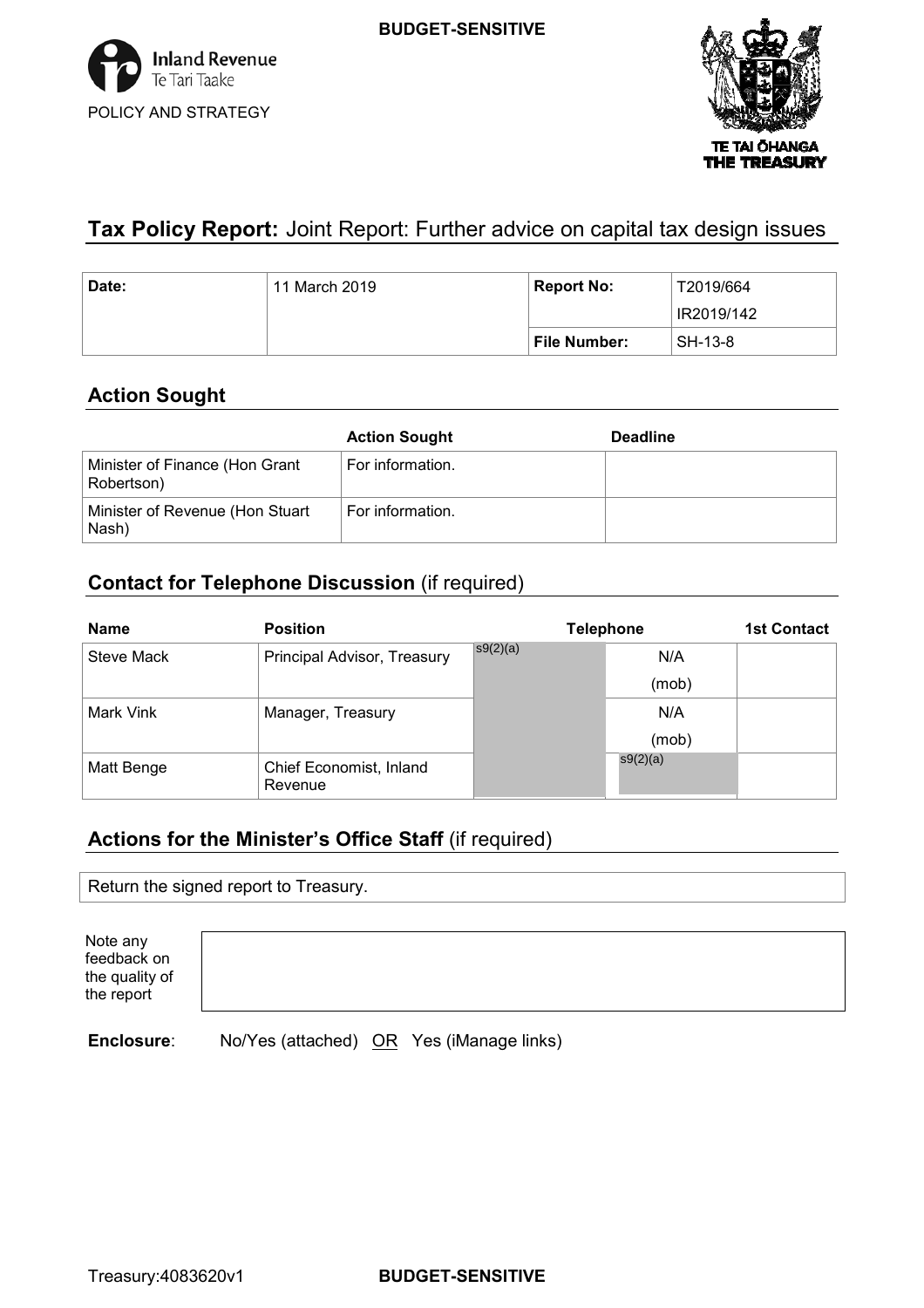BUDGET-SENSITIVE

Inland Revenue
Te Tari Taake
POLICY AND STRATEGY

TE TAI ŌHANGA
THE TREASURY

# Tax Policy Report: Joint Report: Further advice on capital tax design issues

| Date: | 11 March 2019 | Report No: | T2019/664 IR2019/142 |
|---|---|---|---|
| | | File Number: | SH-13-8 |

## Action Sought

| | Action Sought | Deadline |
|---|---|---|
| Minister of Finance (Hon Grant Robertson) | For information. | |
| Minister of Revenue (Hon Stuart Nash) | For information. | |

## Contact for Telephone Discussion (if required)

| Name | Position | Telephone | | 1st Contact |
|---|---|---|---|---|
| Steve Mack | Principal Advisor, Treasury | s9(2)(a) | N/A (mob) | |
| Mark Vink | Manager, Treasury | | N/A (mob) | |
| Matt Benge | Chief Economist, Inland Revenue | | s9(2)(a) | |

## Actions for the Minister's Office Staff (if required)

Return the signed report to Treasury.

Note any feedback on the quality of the report

**Enclosure**: No/Yes (attached) OR Yes (iManage links)

Treasury:4083620v1

BUDGET-SENSITIVE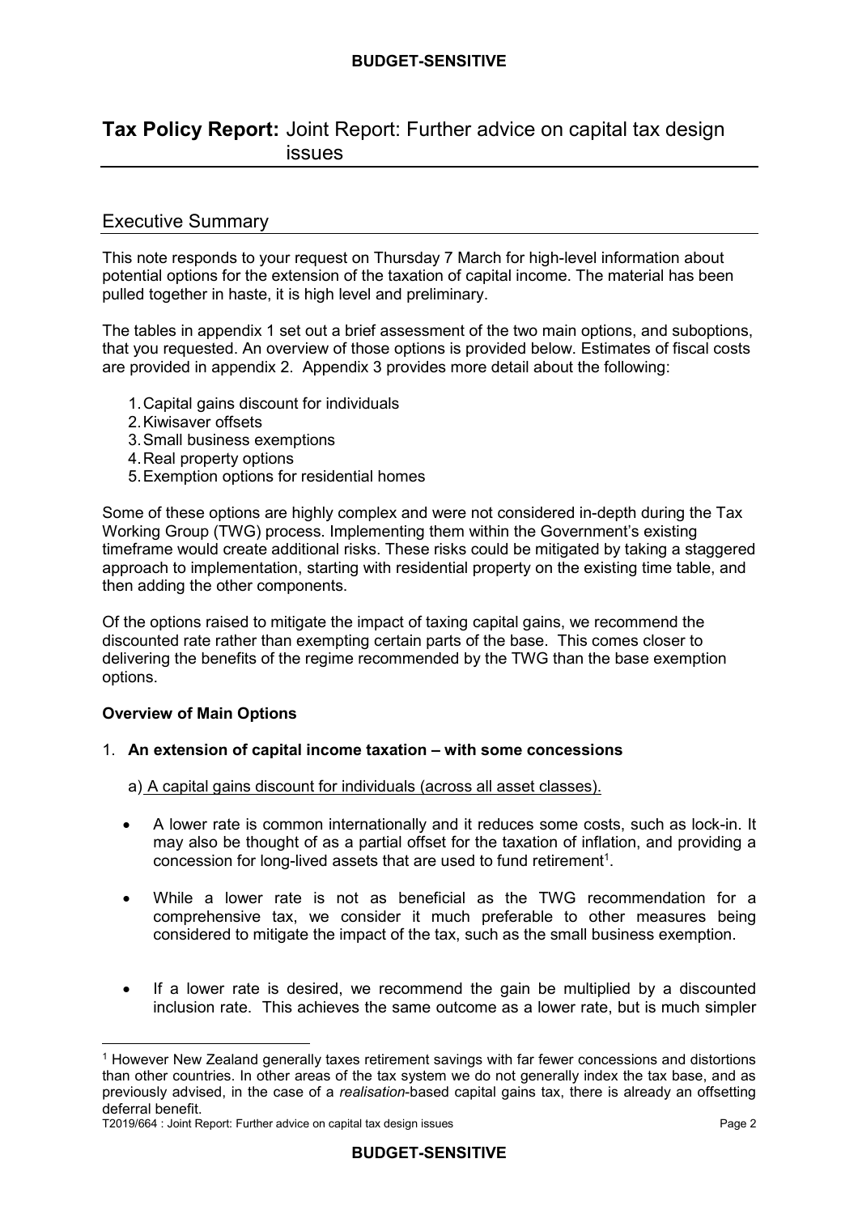# Tax Policy Report: Joint Report: Further advice on capital tax design issues

## Executive Summary

This note responds to your request on Thursday 7 March for high-level information about potential options for the extension of the taxation of capital income. The material has been pulled together in haste, it is high level and preliminary.

The tables in appendix 1 set out a brief assessment of the two main options, and suboptions, that you requested. An overview of those options is provided below. Estimates of fiscal costs are provided in appendix 2. Appendix 3 provides more detail about the following:

1. Capital gains discount for individuals
2. Kiwisaver offsets
3. Small business exemptions
4. Real property options
5. Exemption options for residential homes

Some of these options are highly complex and were not considered in-depth during the Tax Working Group (TWG) process. Implementing them within the Government's existing timeframe would create additional risks. These risks could be mitigated by taking a staggered approach to implementation, starting with residential property on the existing time table, and then adding the other components.

Of the options raised to mitigate the impact of taxing capital gains, we recommend the discounted rate rather than exempting certain parts of the base. This comes closer to delivering the benefits of the regime recommended by the TWG than the base exemption options.

**Overview of Main Options**

1. **An extension of capital income taxation – with some concessions**

   a) <u>A capital gains discount for individuals (across all asset classes).</u>

   - A lower rate is common internationally and it reduces some costs, such as lock-in. It may also be thought of as a partial offset for the taxation of inflation, and providing a concession for long-lived assets that are used to fund retirement[1].

   - While a lower rate is not as beneficial as the TWG recommendation for a comprehensive tax, we consider it much preferable to other measures being considered to mitigate the impact of the tax, such as the small business exemption.

   - If a lower rate is desired, we recommend the gain be multiplied by a discounted inclusion rate. This achieves the same outcome as a lower rate, but is much simpler

[1] However New Zealand generally taxes retirement savings with far fewer concessions and distortions than other countries. In other areas of the tax system we do not generally index the tax base, and as previously advised, in the case of a *realisation*-based capital gains tax, there is already an offsetting deferral benefit.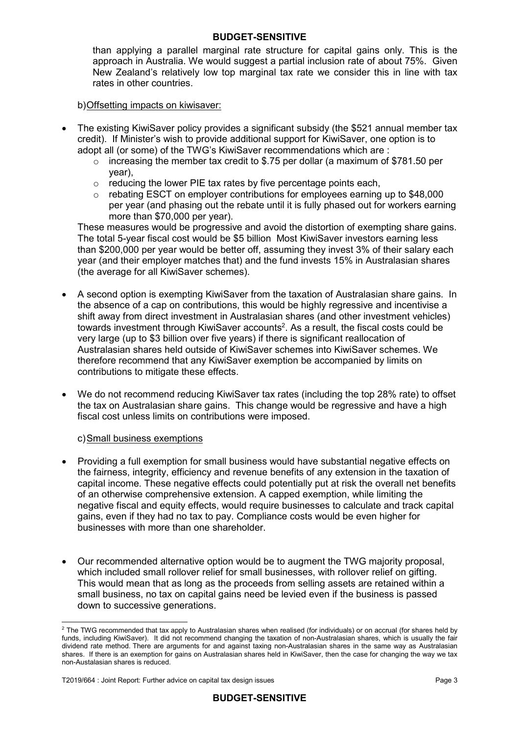than applying a parallel marginal rate structure for capital gains only. This is the approach in Australia. We would suggest a partial inclusion rate of about 75%. Given New Zealand's relatively low top marginal tax rate we consider this in line with tax rates in other countries.

b) Offsetting impacts on kiwisaver:

- The existing KiwiSaver policy provides a significant subsidy (the $521 annual member tax credit). If Minister's wish to provide additional support for KiwiSaver, one option is to adopt all (or some) of the TWG's KiwiSaver recommendations which are :
  - increasing the member tax credit to $.75 per dollar (a maximum of $781.50 per year),
  - reducing the lower PIE tax rates by five percentage points each,
  - rebating ESCT on employer contributions for employees earning up to $48,000 per year (and phasing out the rebate until it is fully phased out for workers earning more than $70,000 per year).

  These measures would be progressive and avoid the distortion of exempting share gains. The total 5-year fiscal cost would be $5 billion Most KiwiSaver investors earning less than $200,000 per year would be better off, assuming they invest 3% of their salary each year (and their employer matches that) and the fund invests 15% in Australasian shares (the average for all KiwiSaver schemes).

- A second option is exempting KiwiSaver from the taxation of Australasian share gains. In the absence of a cap on contributions, this would be highly regressive and incentivise a shift away from direct investment in Australasian shares (and other investment vehicles) towards investment through KiwiSaver accounts[2]. As a result, the fiscal costs could be very large (up to $3 billion over five years) if there is significant reallocation of Australasian shares held outside of KiwiSaver schemes into KiwiSaver schemes. We therefore recommend that any KiwiSaver exemption be accompanied by limits on contributions to mitigate these effects.

- We do not recommend reducing KiwiSaver tax rates (including the top 28% rate) to offset the tax on Australasian share gains. This change would be regressive and have a high fiscal cost unless limits on contributions were imposed.

c) Small business exemptions

- Providing a full exemption for small business would have substantial negative effects on the fairness, integrity, efficiency and revenue benefits of any extension in the taxation of capital income. These negative effects could potentially put at risk the overall net benefits of an otherwise comprehensive extension. A capped exemption, while limiting the negative fiscal and equity effects, would require businesses to calculate and track capital gains, even if they had no tax to pay. Compliance costs would be even higher for businesses with more than one shareholder.

- Our recommended alternative option would be to augment the TWG majority proposal, which included small rollover relief for small businesses, with rollover relief on gifting. This would mean that as long as the proceeds from selling assets are retained within a small business, no tax on capital gains need be levied even if the business is passed down to successive generations.

[2] The TWG recommended that tax apply to Australasian shares when realised (for individuals) or on accrual (for shares held by funds, including KiwiSaver). It did not recommend changing the taxation of non-Australasian shares, which is usually the fair dividend rate method. There are arguments for and against taxing non-Australasian shares in the same way as Australasian shares. If there is an exemption for gains on Australasian shares held in KiwiSaver, then the case for changing the way we tax non-Austalasian shares is reduced.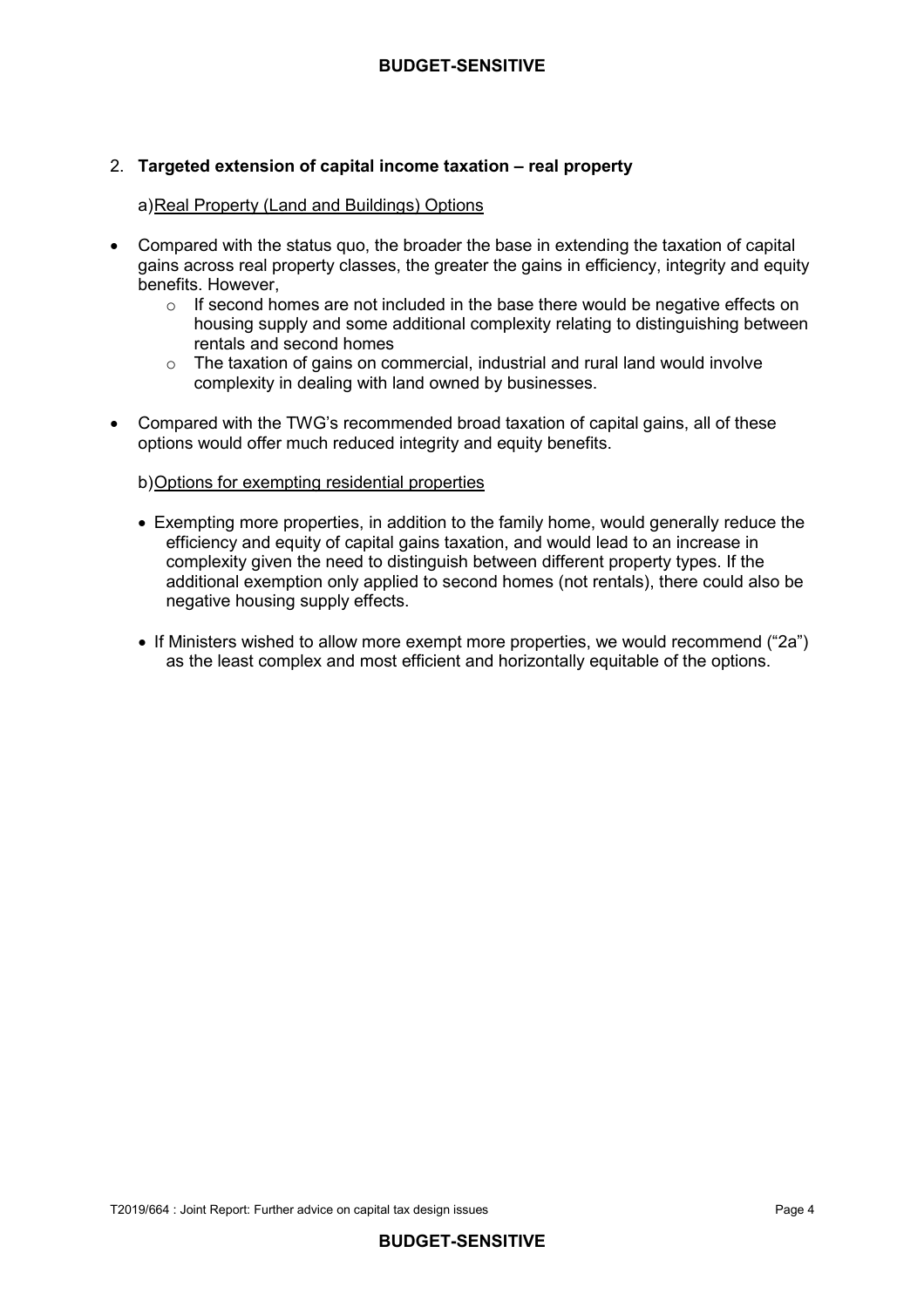2. **Targeted extension of capital income taxation – real property**

   a) Real Property (Land and Buildings) Options

- Compared with the status quo, the broader the base in extending the taxation of capital gains across real property classes, the greater the gains in efficiency, integrity and equity benefits. However,
  - If second homes are not included in the base there would be negative effects on housing supply and some additional complexity relating to distinguishing between rentals and second homes
  - The taxation of gains on commercial, industrial and rural land would involve complexity in dealing with land owned by businesses.

- Compared with the TWG's recommended broad taxation of capital gains, all of these options would offer much reduced integrity and equity benefits.

   b) Options for exempting residential properties

  - Exempting more properties, in addition to the family home, would generally reduce the efficiency and equity of capital gains taxation, and would lead to an increase in complexity given the need to distinguish between different property types. If the additional exemption only applied to second homes (not rentals), there could also be negative housing supply effects.

  - If Ministers wished to allow more exempt more properties, we would recommend ("2a") as the least complex and most efficient and horizontally equitable of the options.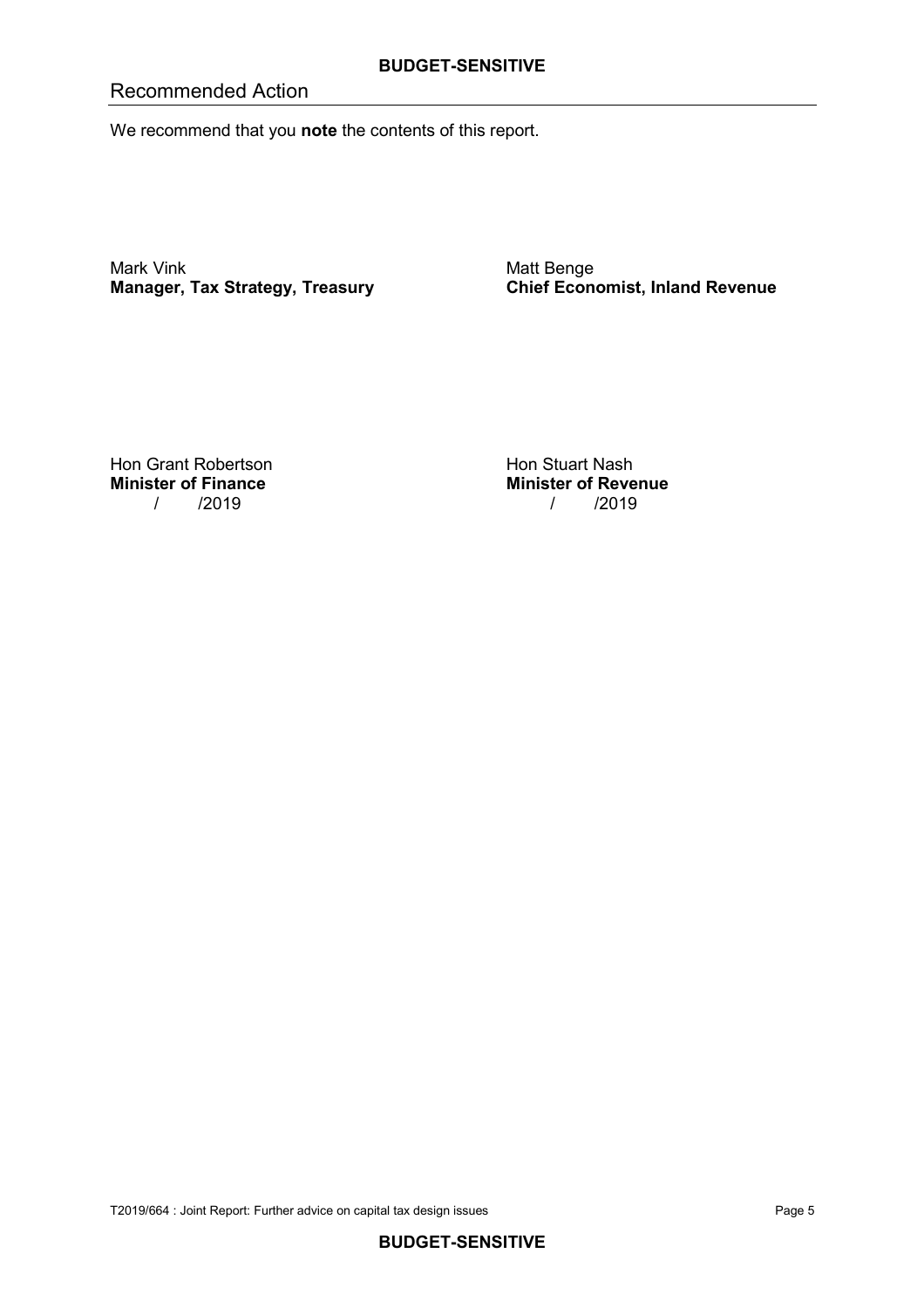## Recommended Action

We recommend that you **note** the contents of this report.

Mark Vink
**Manager, Tax Strategy, Treasury**

Matt Benge
**Chief Economist, Inland Revenue**

Hon Grant Robertson
**Minister of Finance**
/ /2019

Hon Stuart Nash
**Minister of Revenue**
/ /2019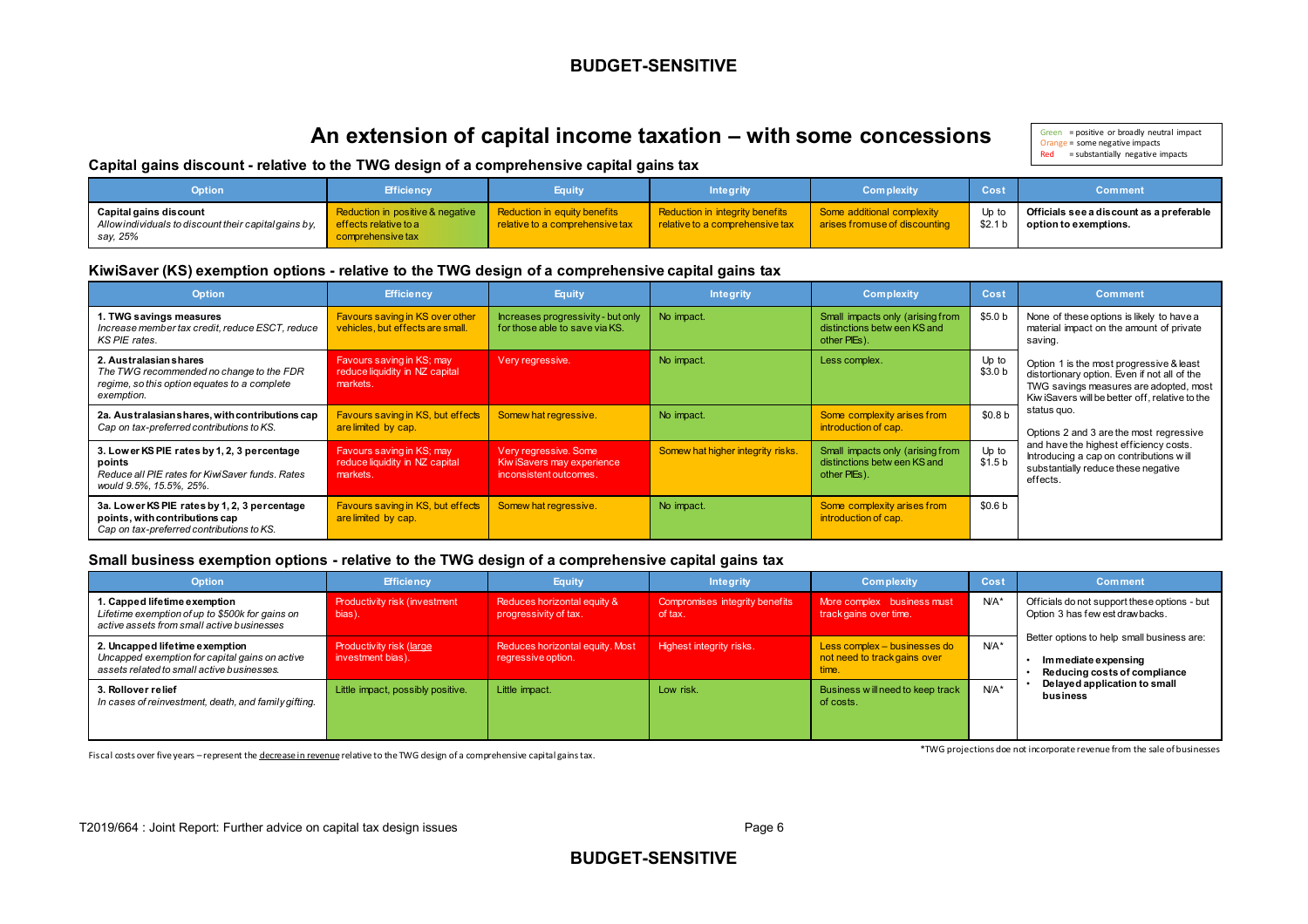# An extension of capital income taxation – with some concessions

Green = positive or broadly neutral impact
Orange = some negative impacts
Red = substantially negative impacts

### Capital gains discount - relative to the TWG design of a comprehensive capital gains tax

| Option | Efficiency | Equity | Integrity | Complexity | Cost | Comment |
|---|---|---|---|---|---|---|
| **Capital gains discount** *Allow individuals to discount their capital gains by, say, 25%* | Reduction in positive & negative effects relative to a comprehensive tax | Reduction in equity benefits relative to a comprehensive tax | Reduction in integrity benefits relative to a comprehensive tax | Some additional complexity arises from use of discounting | Up to $2.1 b | **Officials see a discount as a preferable option to exemptions.** |

### KiwiSaver (KS) exemption options - relative to the TWG design of a comprehensive capital gains tax

| Option | Efficiency | Equity | Integrity | Complexity | Cost | Comment |
|---|---|---|---|---|---|---|
| **1. TWG savings measures** *Increase member tax credit, reduce ESCT, reduce KS PIE rates.* | Favours saving in KS over other vehicles, but effects are small. | Increases progressivity - but only for those able to save via KS. | No impact. | Small impacts only (arising from distinctions between KS and other PIEs). | $5.0 b | None of these options is likely to have a material impact on the amount of private saving. Option 1 is the most progressive & least distortionary option. Even if not all of the TWG savings measures are adopted, most KiwiSavers will be better off, relative to the status quo. Options 2 and 3 are the most regressive and have the highest efficiency costs. Introducing a cap on contributions will substantially reduce these negative effects. |
| **2. Australasian shares** *The TWG recommended no change to the FDR regime, so this option equates to a complete exemption.* | Favours saving in KS; may reduce liquidity in NZ capital markets. | Very regressive. | No impact. | Less complex. | Up to $3.0 b | |
| **2a. Australasian shares, with contributions cap** *Cap on tax-preferred contributions to KS.* | Favours saving in KS, but effects are limited by cap. | Somewhat regressive. | No impact. | Some complexity arises from introduction of cap. | $0.8 b | |
| **3. Lower KS PIE rates by 1, 2, 3 percentage points** *Reduce all PIE rates for KiwiSaver funds. Rates would 9.5%, 15.5%, 25%.* | Favours saving in KS; may reduce liquidity in NZ capital markets. | Very regressive. Some KiwiSavers may experience inconsistent outcomes. | Somewhat higher integrity risks. | Small impacts only (arising from distinctions between KS and other PIEs). | Up to $1.5 b | |
| **3a. Lower KS PIE rates by 1, 2, 3 percentage points, with contributions cap** *Cap on tax-preferred contributions to KS.* | Favours saving in KS, but effects are limited by cap. | Somewhat regressive. | No impact. | Some complexity arises from introduction of cap. | $0.6 b | |

### Small business exemption options - relative to the TWG design of a comprehensive capital gains tax

| Option | Efficiency | Equity | Integrity | Complexity | Cost | Comment |
|---|---|---|---|---|---|---|
| **1. Capped lifetime exemption** *Lifetime exemption of up to $500k for gains on active assets from small active businesses* | Productivity risk (investment bias). | Reduces horizontal equity & progressivity of tax. | Compromises integrity benefits of tax. | More complex business must track gains over time. | N/A* | Officials do not support these options - but Option 3 has fewest drawbacks. Better options to help small business are: • **Immediate expensing** • **Reducing costs of compliance** • **Delayed application to small business** |
| **2. Uncapped lifetime exemption** *Uncapped exemption for capital gains on active assets related to small active businesses.* | Productivity risk (large investment bias). | Reduces horizontal equity. Most regressive option. | Highest integrity risks. | Less complex – businesses do not need to track gains over time. | N/A* | |
| **3. Rollover relief** *In cases of reinvestment, death, and family gifting.* | Little impact, possibly positive. | Little impact. | Low risk. | Business will need to keep track of costs. | N/A* | |

Fiscal costs over five years – represent the decrease in revenue relative to the TWG design of a comprehensive capital gains tax.

*TWG projections doe not incorporate revenue from the sale of businesses

T2019/664 : Joint Report: Further advice on capital tax design issues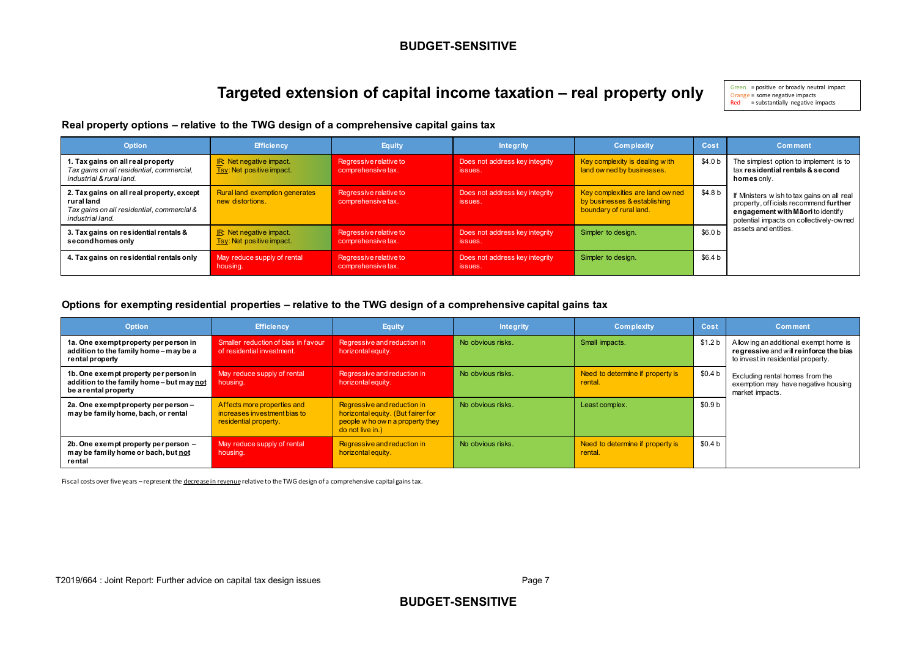# Targeted extension of capital income taxation – real property only

Green = positive or broadly neutral impact
Orange = some negative impacts
Red = substantially negative impacts

## Real property options – relative to the TWG design of a comprehensive capital gains tax

| Option | Efficiency | Equity | Integrity | Complexity | Cost | Comment |
|---|---|---|---|---|---|---|
| **1. Tax gains on all real property** *Tax gains on all residential, commercial, industrial & rural land.* | IR: Net negative impact. Tsy: Net positive impact. | Regressive relative to comprehensive tax. | Does not address key integrity issues. | Key complexity is dealing with land owned by businesses. | $4.0 b | The simplest option to implement is to tax **residential rentals & second homes** only. If Ministers wish to tax gains on all real property, officials recommend **further engagement with Māori** to identify potential impacts on collectively-owned assets and entities. |
| **2. Tax gains on all real property, except rural land** *Tax gains on all residential, commercial & industrial land.* | Rural land exemption generates new distortions. | Regressive relative to comprehensive tax. | Does not address key integrity issues. | Key complexities are land owned by businesses & establishing boundary of rural land. | $4.8 b | |
| **3. Tax gains on residential rentals & second homes only** | IR: Net negative impact. Tsy: Net positive impact. | Regressive relative to comprehensive tax. | Does not address key integrity issues. | Simpler to design. | $6.0 b | |
| **4. Tax gains on residential rentals only** | May reduce supply of rental housing. | Regressive relative to comprehensive tax. | Does not address key integrity issues. | Simpler to design. | $6.4 b | |

## Options for exempting residential properties – relative to the TWG design of a comprehensive capital gains tax

| Option | Efficiency | Equity | Integrity | Complexity | Cost | Comment |
|---|---|---|---|---|---|---|
| **1a. One exempt property per person in addition to the family home – may be a rental property** | Smaller reduction of bias in favour of residential investment. | Regressive and reduction in horizontal equity. | No obvious risks. | Small impacts. | $1.2 b | Allowing an additional exempt home is **regressive** and will **reinforce the bias** to invest in residential property. Excluding rental homes from the exemption may have negative housing market impacts. |
| **1b. One exempt property per person in addition to the family home – but may not be a rental property** | May reduce supply of rental housing. | Regressive and reduction in horizontal equity. | No obvious risks. | Need to determine if property is rental. | $0.4 b | |
| **2a. One exempt property per person – may be family home, bach, or rental** | Affects more properties and increases investment bias to residential property. | Regressive and reduction in horizontal equity. (But fairer for people who own a property they do not live in.) | No obvious risks. | Least complex. | $0.9 b | |
| **2b. One exempt property per person – may be family home or bach, but not rental** | May reduce supply of rental housing. | Regressive and reduction in horizontal equity. | No obvious risks. | Need to determine if property is rental. | $0.4 b | |

Fiscal costs over five years – represent the decrease in revenue relative to the TWG design of a comprehensive capital gains tax.

T2019/664 : Joint Report: Further advice on capital tax design issues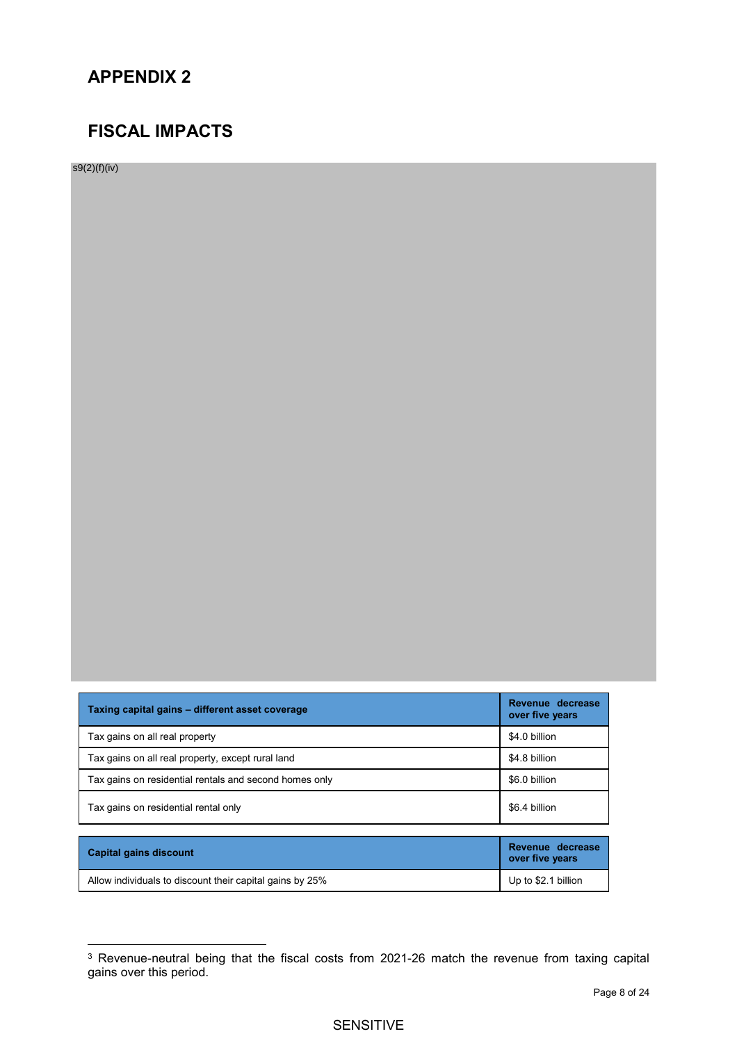# APPENDIX 2

# FISCAL IMPACTS

s9(2)(f)(iv)

| Taxing capital gains – different asset coverage | Revenue decrease over five years |
|---|---|
| Tax gains on all real property | $4.0 billion |
| Tax gains on all real property, except rural land | $4.8 billion |
| Tax gains on residential rentals and second homes only | $6.0 billion |
| Tax gains on residential rental only | $6.4 billion |

| Capital gains discount | Revenue decrease over five years |
|---|---|
| Allow individuals to discount their capital gains by 25% | Up to $2.1 billion |

[3] Revenue-neutral being that the fiscal costs from 2021-26 match the revenue from taxing capital gains over this period.

SENSITIVE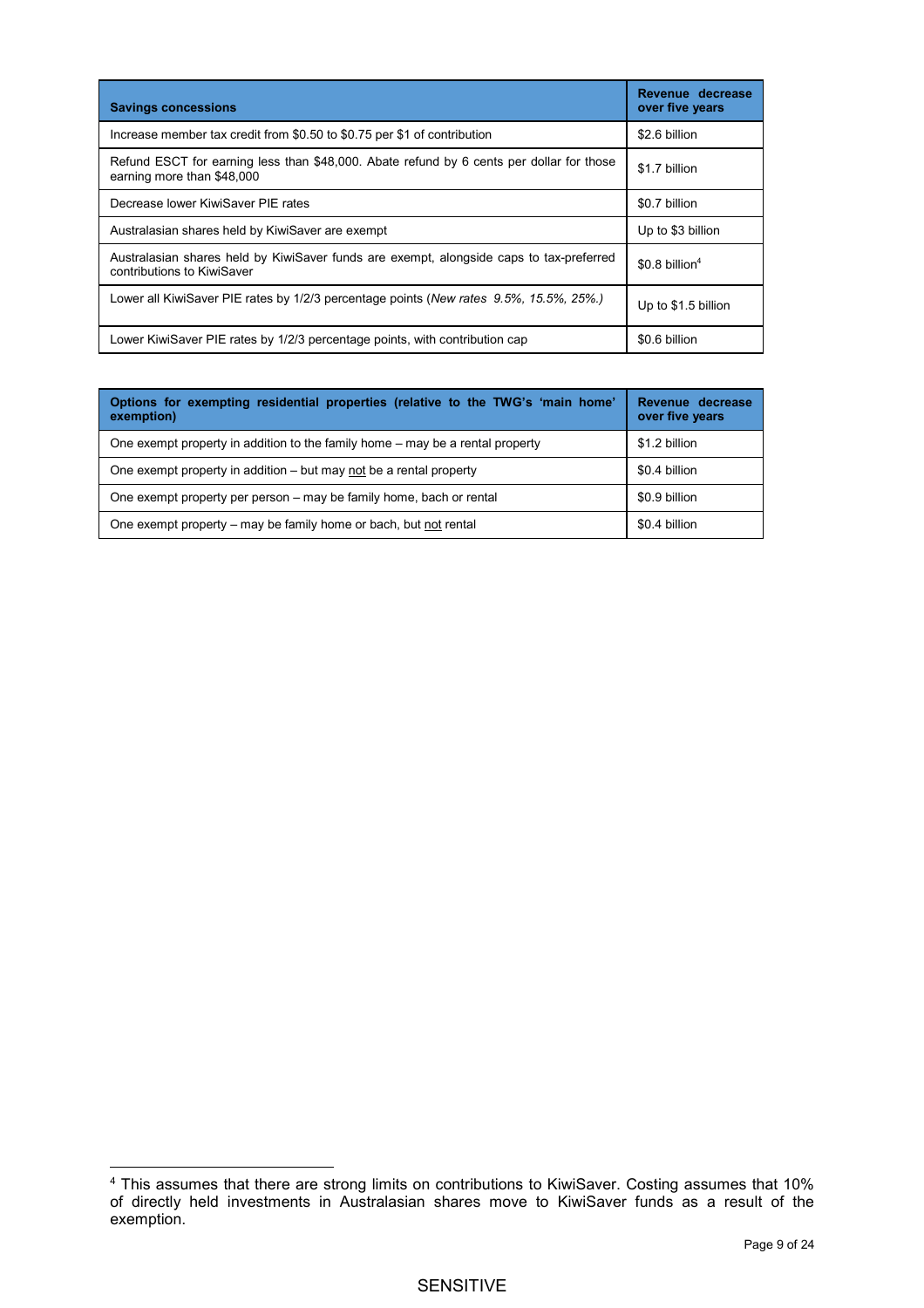| **Savings concessions** | **Revenue decrease over five years** |
|---|---|
| Increase member tax credit from $0.50 to $0.75 per $1 of contribution | $2.6 billion |
| Refund ESCT for earning less than $48,000. Abate refund by 6 cents per dollar for those earning more than $48,000 | $1.7 billion |
| Decrease lower KiwiSaver PIE rates | $0.7 billion |
| Australasian shares held by KiwiSaver are exempt | Up to $3 billion |
| Australasian shares held by KiwiSaver funds are exempt, alongside caps to tax-preferred contributions to KiwiSaver | $0.8 billion[4] |
| Lower all KiwiSaver PIE rates by 1/2/3 percentage points (*New rates 9.5%, 15.5%, 25%.)* | Up to $1.5 billion |
| Lower KiwiSaver PIE rates by 1/2/3 percentage points, with contribution cap | $0.6 billion |

| **Options for exempting residential properties (relative to the TWG's 'main home' exemption)** | **Revenue decrease over five years** |
|---|---|
| One exempt property in addition to the family home – may be a rental property | $1.2 billion |
| One exempt property in addition – but may not be a rental property | $0.4 billion |
| One exempt property per person – may be family home, bach or rental | $0.9 billion |
| One exempt property – may be family home or bach, but not rental | $0.4 billion |

[4] This assumes that there are strong limits on contributions to KiwiSaver. Costing assumes that 10% of directly held investments in Australasian shares move to KiwiSaver funds as a result of the exemption.

SENSITIVE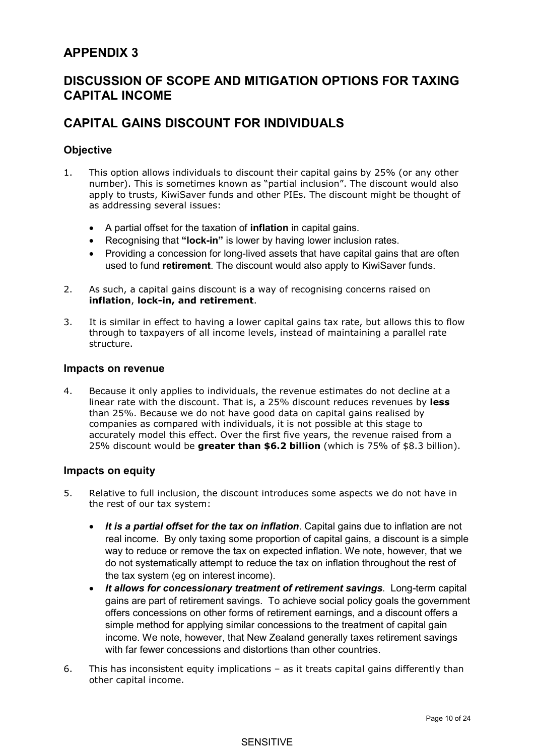# APPENDIX 3

# DISCUSSION OF SCOPE AND MITIGATION OPTIONS FOR TAXING CAPITAL INCOME

# CAPITAL GAINS DISCOUNT FOR INDIVIDUALS

## Objective

1. This option allows individuals to discount their capital gains by 25% (or any other number). This is sometimes known as "partial inclusion". The discount would also apply to trusts, KiwiSaver funds and other PIEs. The discount might be thought of as addressing several issues:

    - A partial offset for the taxation of **inflation** in capital gains.
    - Recognising that **"lock-in"** is lower by having lower inclusion rates.
    - Providing a concession for long-lived assets that have capital gains that are often used to fund **retirement**. The discount would also apply to KiwiSaver funds.

2. As such, a capital gains discount is a way of recognising concerns raised on **inflation**, **lock-in, and retirement**.

3. It is similar in effect to having a lower capital gains tax rate, but allows this to flow through to taxpayers of all income levels, instead of maintaining a parallel rate structure.

## Impacts on revenue

4. Because it only applies to individuals, the revenue estimates do not decline at a linear rate with the discount. That is, a 25% discount reduces revenues by **less** than 25%. Because we do not have good data on capital gains realised by companies as compared with individuals, it is not possible at this stage to accurately model this effect. Over the first five years, the revenue raised from a 25% discount would be **greater than $6.2 billion** (which is 75% of $8.3 billion).

## Impacts on equity

5. Relative to full inclusion, the discount introduces some aspects we do not have in the rest of our tax system:

    - ***It is a partial offset for the tax on inflation***. Capital gains due to inflation are not real income. By only taxing some proportion of capital gains, a discount is a simple way to reduce or remove the tax on expected inflation. We note, however, that we do not systematically attempt to reduce the tax on inflation throughout the rest of the tax system (eg on interest income).
    - ***It allows for concessionary treatment of retirement savings***. Long-term capital gains are part of retirement savings. To achieve social policy goals the government offers concessions on other forms of retirement earnings, and a discount offers a simple method for applying similar concessions to the treatment of capital gain income. We note, however, that New Zealand generally taxes retirement savings with far fewer concessions and distortions than other countries.

6. This has inconsistent equity implications – as it treats capital gains differently than other capital income.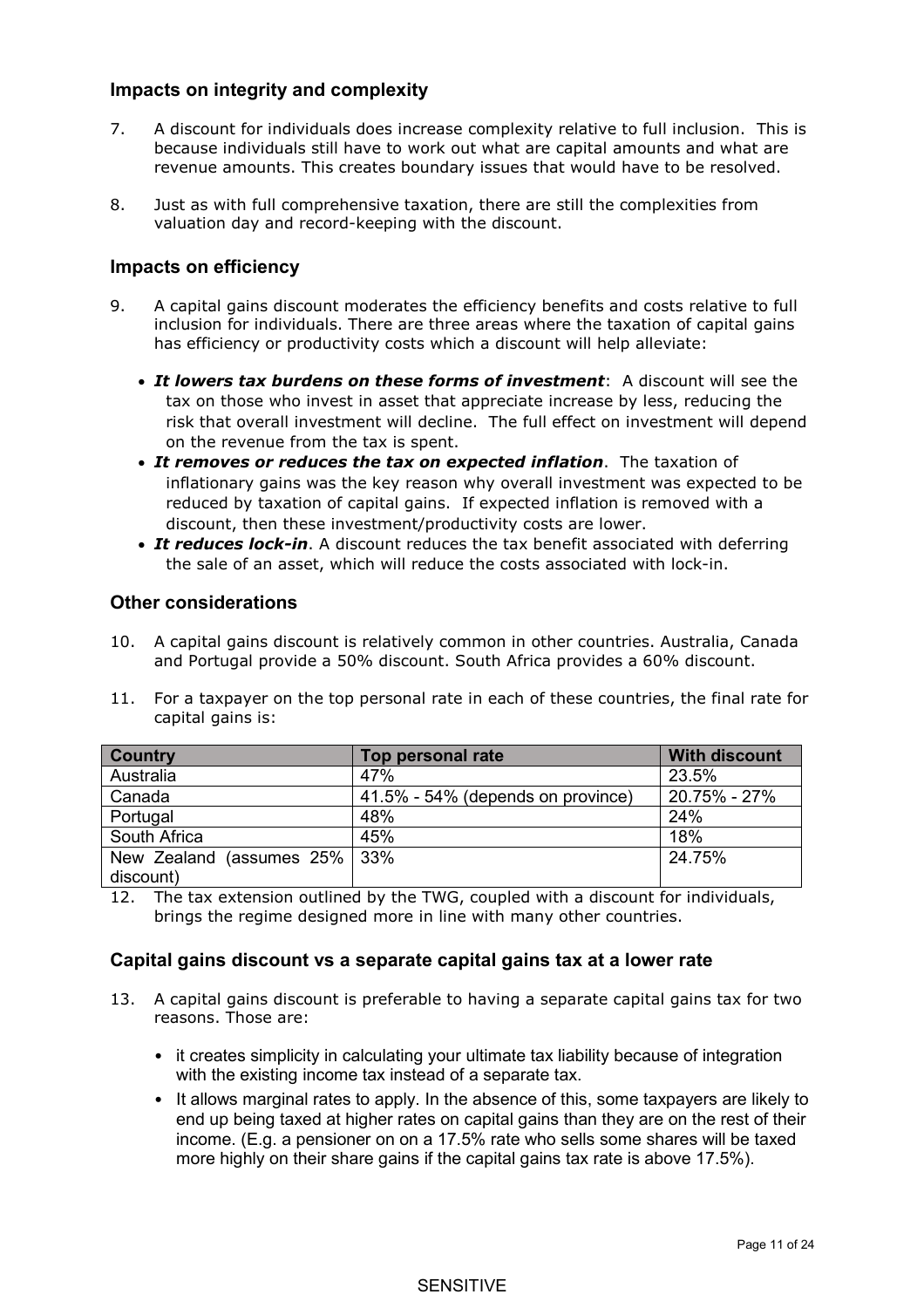### Impacts on integrity and complexity

7. A discount for individuals does increase complexity relative to full inclusion. This is because individuals still have to work out what are capital amounts and what are revenue amounts. This creates boundary issues that would have to be resolved.

8. Just as with full comprehensive taxation, there are still the complexities from valuation day and record-keeping with the discount.

### Impacts on efficiency

9. A capital gains discount moderates the efficiency benefits and costs relative to full inclusion for individuals. There are three areas where the taxation of capital gains has efficiency or productivity costs which a discount will help alleviate:

   - ***It lowers tax burdens on these forms of investment***: A discount will see the tax on those who invest in asset that appreciate increase by less, reducing the risk that overall investment will decline. The full effect on investment will depend on the revenue from the tax is spent.
   - ***It removes or reduces the tax on expected inflation***. The taxation of inflationary gains was the key reason why overall investment was expected to be reduced by taxation of capital gains. If expected inflation is removed with a discount, then these investment/productivity costs are lower.
   - ***It reduces lock-in***. A discount reduces the tax benefit associated with deferring the sale of an asset, which will reduce the costs associated with lock-in.

### Other considerations

10. A capital gains discount is relatively common in other countries. Australia, Canada and Portugal provide a 50% discount. South Africa provides a 60% discount.

11. For a taxpayer on the top personal rate in each of these countries, the final rate for capital gains is:

| Country | Top personal rate | With discount |
|---|---|---|
| Australia | 47% | 23.5% |
| Canada | 41.5% - 54% (depends on province) | 20.75% - 27% |
| Portugal | 48% | 24% |
| South Africa | 45% | 18% |
| New Zealand (assumes 25% discount) | 33% | 24.75% |

12. The tax extension outlined by the TWG, coupled with a discount for individuals, brings the regime designed more in line with many other countries.

### Capital gains discount vs a separate capital gains tax at a lower rate

13. A capital gains discount is preferable to having a separate capital gains tax for two reasons. Those are:

   - it creates simplicity in calculating your ultimate tax liability because of integration with the existing income tax instead of a separate tax.
   - It allows marginal rates to apply. In the absence of this, some taxpayers are likely to end up being taxed at higher rates on capital gains than they are on the rest of their income. (E.g. a pensioner on on a 17.5% rate who sells some shares will be taxed more highly on their share gains if the capital gains tax rate is above 17.5%).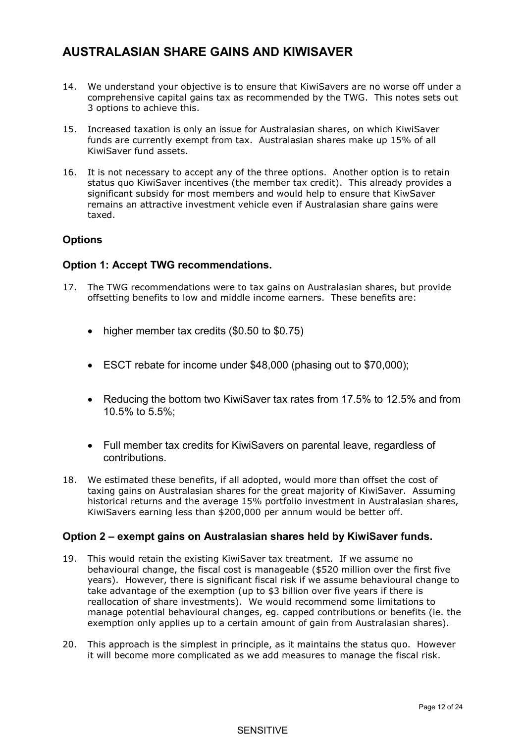# AUSTRALASIAN SHARE GAINS AND KIWISAVER

14. We understand your objective is to ensure that KiwiSavers are no worse off under a comprehensive capital gains tax as recommended by the TWG. This notes sets out 3 options to achieve this.

15. Increased taxation is only an issue for Australasian shares, on which KiwiSaver funds are currently exempt from tax. Australasian shares make up 15% of all KiwiSaver fund assets.

16. It is not necessary to accept any of the three options. Another option is to retain status quo KiwiSaver incentives (the member tax credit). This already provides a significant subsidy for most members and would help to ensure that KiwSaver remains an attractive investment vehicle even if Australasian share gains were taxed.

## Options

### Option 1: Accept TWG recommendations.

17. The TWG recommendations were to tax gains on Australasian shares, but provide offsetting benefits to low and middle income earners. These benefits are:

    - higher member tax credits ($0.50 to $0.75)
    - ESCT rebate for income under $48,000 (phasing out to $70,000);
    - Reducing the bottom two KiwiSaver tax rates from 17.5% to 12.5% and from 10.5% to 5.5%;
    - Full member tax credits for KiwiSavers on parental leave, regardless of contributions.

18. We estimated these benefits, if all adopted, would more than offset the cost of taxing gains on Australasian shares for the great majority of KiwiSaver. Assuming historical returns and the average 15% portfolio investment in Australasian shares, KiwiSavers earning less than $200,000 per annum would be better off.

### Option 2 – exempt gains on Australasian shares held by KiwiSaver funds.

19. This would retain the existing KiwiSaver tax treatment. If we assume no behavioural change, the fiscal cost is manageable ($520 million over the first five years). However, there is significant fiscal risk if we assume behavioural change to take advantage of the exemption (up to $3 billion over five years if there is reallocation of share investments). We would recommend some limitations to manage potential behavioural changes, eg. capped contributions or benefits (ie. the exemption only applies up to a certain amount of gain from Australasian shares).

20. This approach is the simplest in principle, as it maintains the status quo. However it will become more complicated as we add measures to manage the fiscal risk.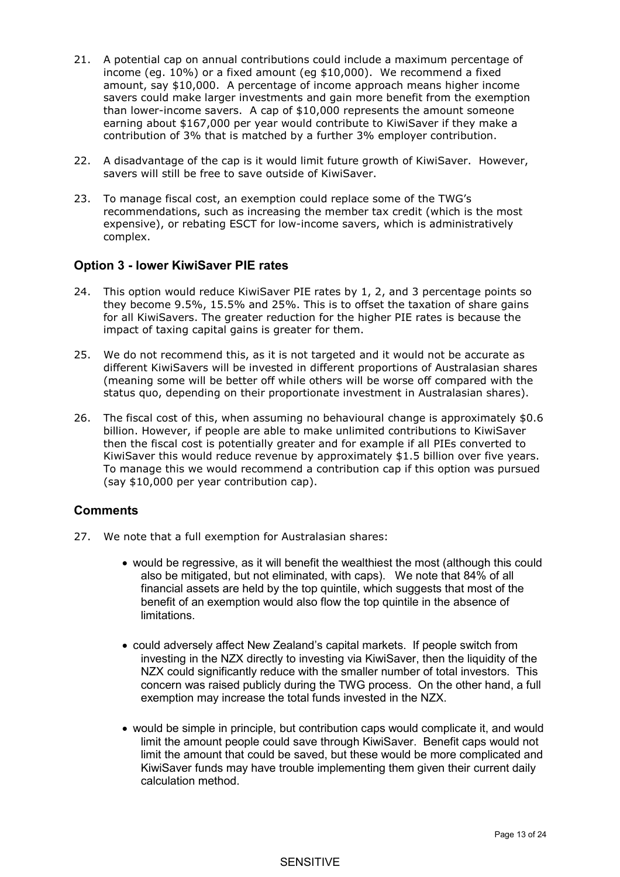21. A potential cap on annual contributions could include a maximum percentage of income (eg. 10%) or a fixed amount (eg $10,000). We recommend a fixed amount, say $10,000. A percentage of income approach means higher income savers could make larger investments and gain more benefit from the exemption than lower-income savers. A cap of $10,000 represents the amount someone earning about $167,000 per year would contribute to KiwiSaver if they make a contribution of 3% that is matched by a further 3% employer contribution.

22. A disadvantage of the cap is it would limit future growth of KiwiSaver. However, savers will still be free to save outside of KiwiSaver.

23. To manage fiscal cost, an exemption could replace some of the TWG's recommendations, such as increasing the member tax credit (which is the most expensive), or rebating ESCT for low-income savers, which is administratively complex.

### Option 3 - lower KiwiSaver PIE rates

24. This option would reduce KiwiSaver PIE rates by 1, 2, and 3 percentage points so they become 9.5%, 15.5% and 25%. This is to offset the taxation of share gains for all KiwiSavers. The greater reduction for the higher PIE rates is because the impact of taxing capital gains is greater for them.

25. We do not recommend this, as it is not targeted and it would not be accurate as different KiwiSavers will be invested in different proportions of Australasian shares (meaning some will be better off while others will be worse off compared with the status quo, depending on their proportionate investment in Australasian shares).

26. The fiscal cost of this, when assuming no behavioural change is approximately $0.6 billion. However, if people are able to make unlimited contributions to KiwiSaver then the fiscal cost is potentially greater and for example if all PIEs converted to KiwiSaver this would reduce revenue by approximately $1.5 billion over five years. To manage this we would recommend a contribution cap if this option was pursued (say $10,000 per year contribution cap).

### Comments

27. We note that a full exemption for Australasian shares:

    - would be regressive, as it will benefit the wealthiest the most (although this could also be mitigated, but not eliminated, with caps). We note that 84% of all financial assets are held by the top quintile, which suggests that most of the benefit of an exemption would also flow the top quintile in the absence of limitations.

    - could adversely affect New Zealand's capital markets. If people switch from investing in the NZX directly to investing via KiwiSaver, then the liquidity of the NZX could significantly reduce with the smaller number of total investors. This concern was raised publicly during the TWG process. On the other hand, a full exemption may increase the total funds invested in the NZX.

    - would be simple in principle, but contribution caps would complicate it, and would limit the amount people could save through KiwiSaver. Benefit caps would not limit the amount that could be saved, but these would be more complicated and KiwiSaver funds may have trouble implementing them given their current daily calculation method.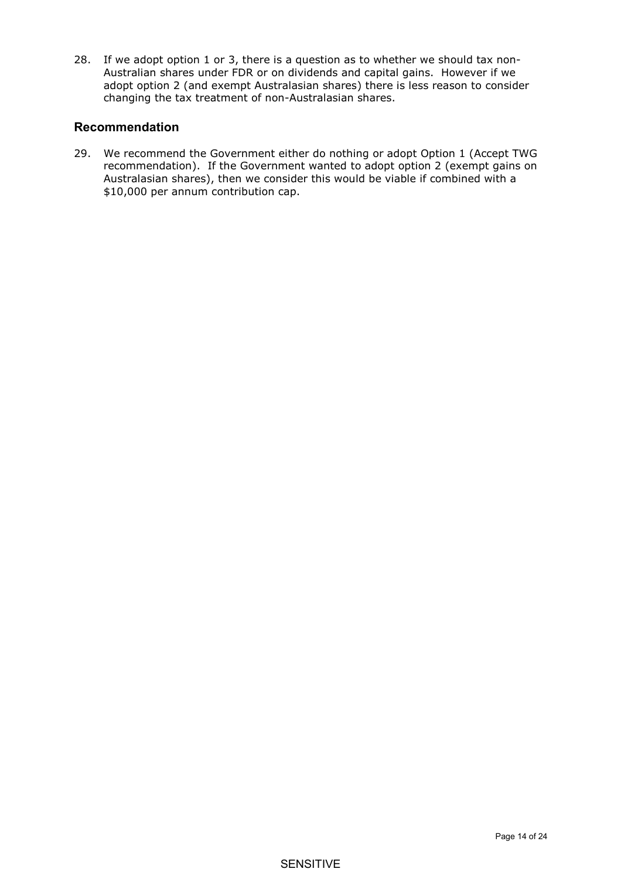28. If we adopt option 1 or 3, there is a question as to whether we should tax non-Australian shares under FDR or on dividends and capital gains. However if we adopt option 2 (and exempt Australasian shares) there is less reason to consider changing the tax treatment of non-Australasian shares.

## Recommendation

29. We recommend the Government either do nothing or adopt Option 1 (Accept TWG recommendation). If the Government wanted to adopt option 2 (exempt gains on Australasian shares), then we consider this would be viable if combined with a $10,000 per annum contribution cap.

SENSITIVE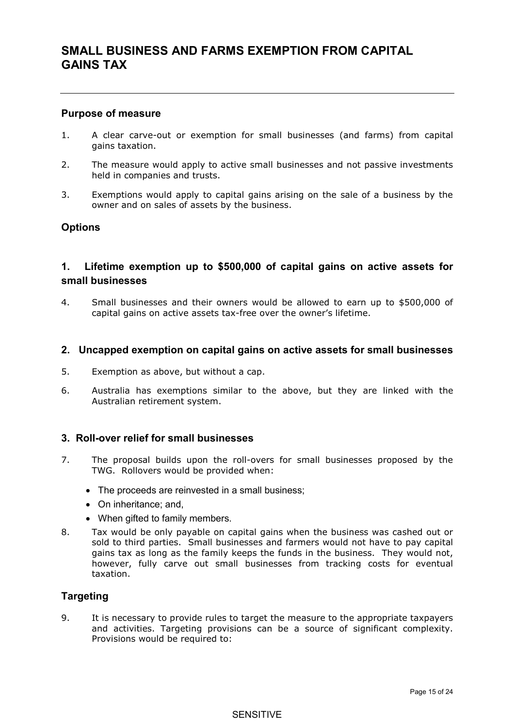# SMALL BUSINESS AND FARMS EXEMPTION FROM CAPITAL GAINS TAX

## Purpose of measure

1. A clear carve-out or exemption for small businesses (and farms) from capital gains taxation.

2. The measure would apply to active small businesses and not passive investments held in companies and trusts.

3. Exemptions would apply to capital gains arising on the sale of a business by the owner and on sales of assets by the business.

## Options

### 1. Lifetime exemption up to $500,000 of capital gains on active assets for small businesses

4. Small businesses and their owners would be allowed to earn up to $500,000 of capital gains on active assets tax-free over the owner's lifetime.

### 2. Uncapped exemption on capital gains on active assets for small businesses

5. Exemption as above, but without a cap.

6. Australia has exemptions similar to the above, but they are linked with the Australian retirement system.

### 3. Roll-over relief for small businesses

7. The proposal builds upon the roll-overs for small businesses proposed by the TWG. Rollovers would be provided when:

   - The proceeds are reinvested in a small business;
   - On inheritance; and,
   - When gifted to family members.

8. Tax would be only payable on capital gains when the business was cashed out or sold to third parties. Small businesses and farmers would not have to pay capital gains tax as long as the family keeps the funds in the business. They would not, however, fully carve out small businesses from tracking costs for eventual taxation.

## Targeting

9. It is necessary to provide rules to target the measure to the appropriate taxpayers and activities. Targeting provisions can be a source of significant complexity. Provisions would be required to:

SENSITIVE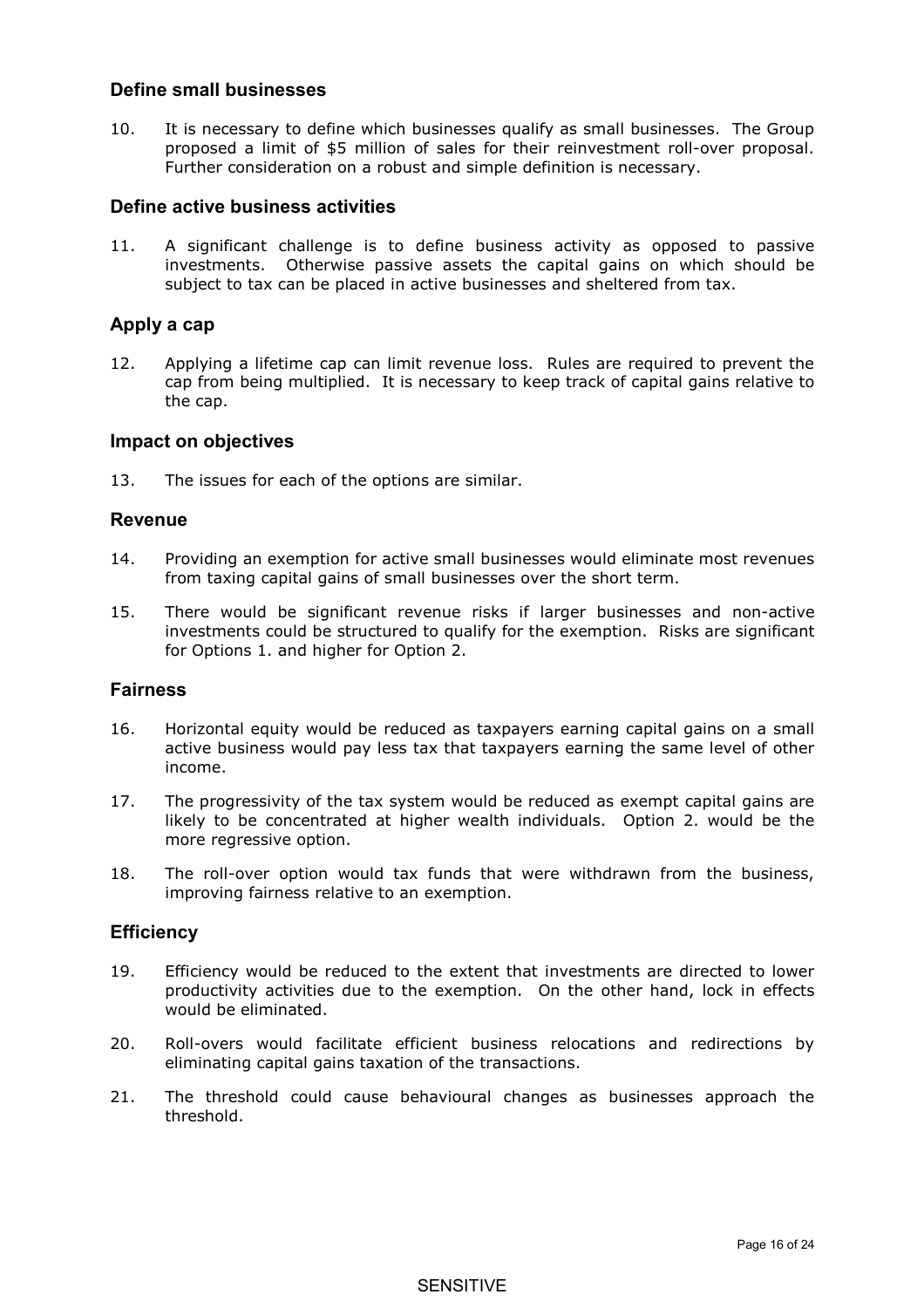## Define small businesses

10. It is necessary to define which businesses qualify as small businesses. The Group proposed a limit of $5 million of sales for their reinvestment roll-over proposal. Further consideration on a robust and simple definition is necessary.

## Define active business activities

11. A significant challenge is to define business activity as opposed to passive investments. Otherwise passive assets the capital gains on which should be subject to tax can be placed in active businesses and sheltered from tax.

## Apply a cap

12. Applying a lifetime cap can limit revenue loss. Rules are required to prevent the cap from being multiplied. It is necessary to keep track of capital gains relative to the cap.

## Impact on objectives

13. The issues for each of the options are similar.

## Revenue

14. Providing an exemption for active small businesses would eliminate most revenues from taxing capital gains of small businesses over the short term.

15. There would be significant revenue risks if larger businesses and non-active investments could be structured to qualify for the exemption. Risks are significant for Options 1. and higher for Option 2.

## Fairness

16. Horizontal equity would be reduced as taxpayers earning capital gains on a small active business would pay less tax that taxpayers earning the same level of other income.

17. The progressivity of the tax system would be reduced as exempt capital gains are likely to be concentrated at higher wealth individuals. Option 2. would be the more regressive option.

18. The roll-over option would tax funds that were withdrawn from the business, improving fairness relative to an exemption.

## Efficiency

19. Efficiency would be reduced to the extent that investments are directed to lower productivity activities due to the exemption. On the other hand, lock in effects would be eliminated.

20. Roll-overs would facilitate efficient business relocations and redirections by eliminating capital gains taxation of the transactions.

21. The threshold could cause behavioural changes as businesses approach the threshold.

SENSITIVE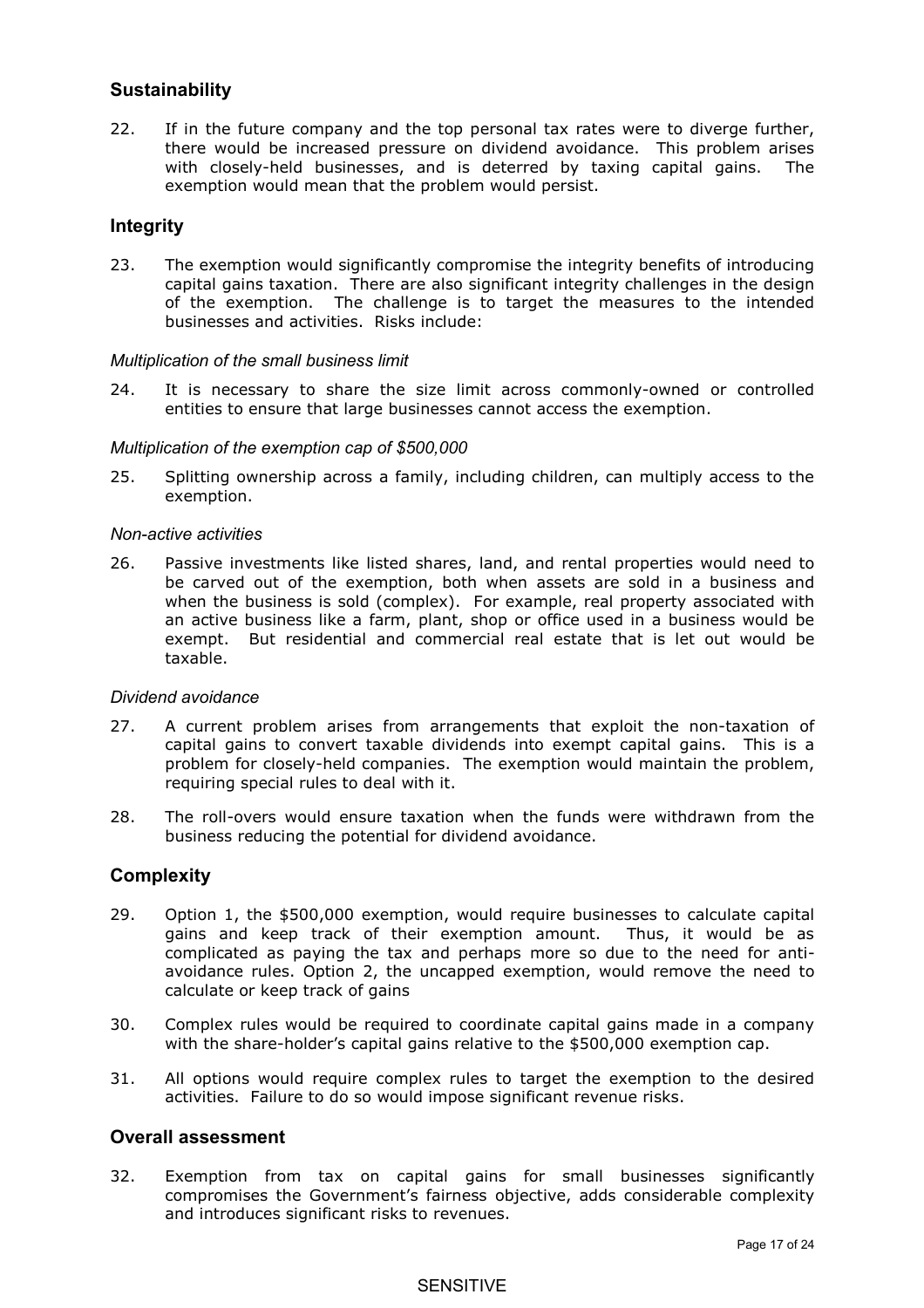## Sustainability

22. If in the future company and the top personal tax rates were to diverge further, there would be increased pressure on dividend avoidance. This problem arises with closely-held businesses, and is deterred by taxing capital gains. The exemption would mean that the problem would persist.

## Integrity

23. The exemption would significantly compromise the integrity benefits of introducing capital gains taxation. There are also significant integrity challenges in the design of the exemption. The challenge is to target the measures to the intended businesses and activities. Risks include:

*Multiplication of the small business limit*

24. It is necessary to share the size limit across commonly-owned or controlled entities to ensure that large businesses cannot access the exemption.

*Multiplication of the exemption cap of $500,000*

25. Splitting ownership across a family, including children, can multiply access to the exemption.

*Non-active activities*

26. Passive investments like listed shares, land, and rental properties would need to be carved out of the exemption, both when assets are sold in a business and when the business is sold (complex). For example, real property associated with an active business like a farm, plant, shop or office used in a business would be exempt. But residential and commercial real estate that is let out would be taxable.

*Dividend avoidance*

27. A current problem arises from arrangements that exploit the non-taxation of capital gains to convert taxable dividends into exempt capital gains. This is a problem for closely-held companies. The exemption would maintain the problem, requiring special rules to deal with it.

28. The roll-overs would ensure taxation when the funds were withdrawn from the business reducing the potential for dividend avoidance.

## Complexity

29. Option 1, the $500,000 exemption, would require businesses to calculate capital gains and keep track of their exemption amount. Thus, it would be as complicated as paying the tax and perhaps more so due to the need for anti-avoidance rules. Option 2, the uncapped exemption, would remove the need to calculate or keep track of gains

30. Complex rules would be required to coordinate capital gains made in a company with the share-holder's capital gains relative to the $500,000 exemption cap.

31. All options would require complex rules to target the exemption to the desired activities. Failure to do so would impose significant revenue risks.

## Overall assessment

32. Exemption from tax on capital gains for small businesses significantly compromises the Government's fairness objective, adds considerable complexity and introduces significant risks to revenues.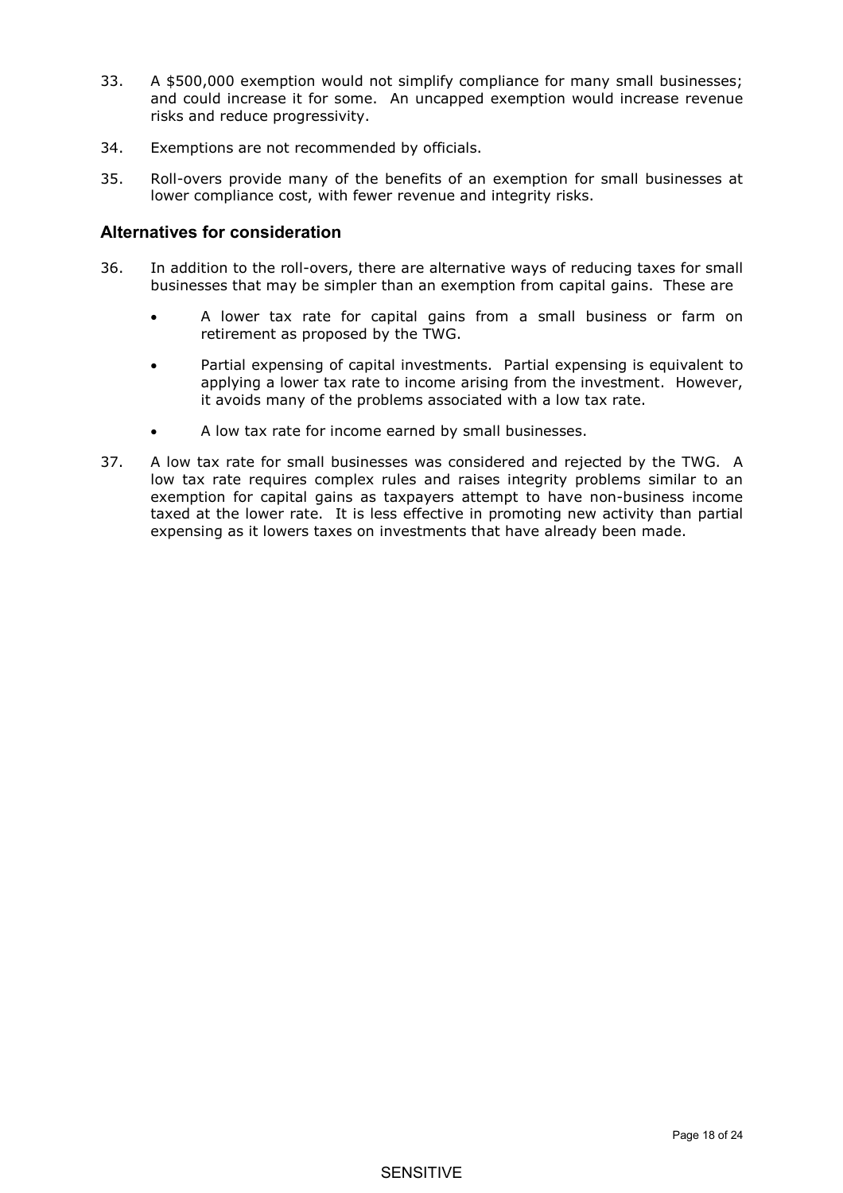33. A $500,000 exemption would not simplify compliance for many small businesses; and could increase it for some. An uncapped exemption would increase revenue risks and reduce progressivity.

34. Exemptions are not recommended by officials.

35. Roll-overs provide many of the benefits of an exemption for small businesses at lower compliance cost, with fewer revenue and integrity risks.

## Alternatives for consideration

36. In addition to the roll-overs, there are alternative ways of reducing taxes for small businesses that may be simpler than an exemption from capital gains. These are

    - A lower tax rate for capital gains from a small business or farm on retirement as proposed by the TWG.
    - Partial expensing of capital investments. Partial expensing is equivalent to applying a lower tax rate to income arising from the investment. However, it avoids many of the problems associated with a low tax rate.
    - A low tax rate for income earned by small businesses.

37. A low tax rate for small businesses was considered and rejected by the TWG. A low tax rate requires complex rules and raises integrity problems similar to an exemption for capital gains as taxpayers attempt to have non-business income taxed at the lower rate. It is less effective in promoting new activity than partial expensing as it lowers taxes on investments that have already been made.

SENSITIVE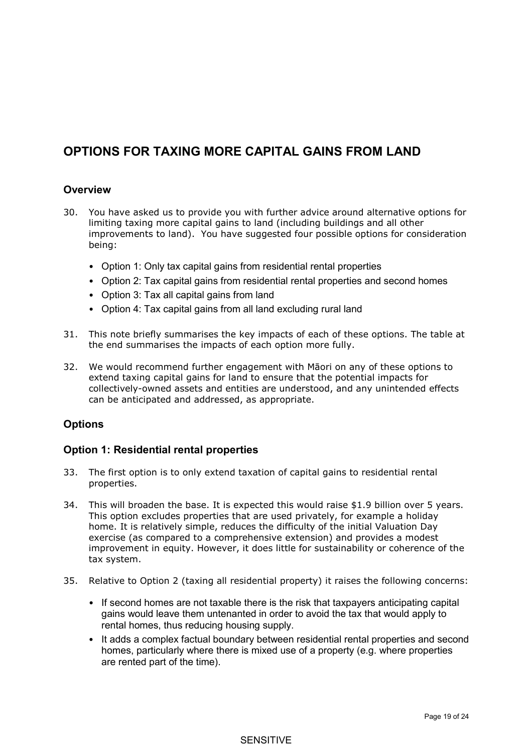## OPTIONS FOR TAXING MORE CAPITAL GAINS FROM LAND

### Overview

30. You have asked us to provide you with further advice around alternative options for limiting taxing more capital gains to land (including buildings and all other improvements to land). You have suggested four possible options for consideration being:

    - Option 1: Only tax capital gains from residential rental properties
    - Option 2: Tax capital gains from residential rental properties and second homes
    - Option 3: Tax all capital gains from land
    - Option 4: Tax capital gains from all land excluding rural land

31. This note briefly summarises the key impacts of each of these options. The table at the end summarises the impacts of each option more fully.

32. We would recommend further engagement with Māori on any of these options to extend taxing capital gains for land to ensure that the potential impacts for collectively-owned assets and entities are understood, and any unintended effects can be anticipated and addressed, as appropriate.

### Options

### Option 1: Residential rental properties

33. The first option is to only extend taxation of capital gains to residential rental properties.

34. This will broaden the base. It is expected this would raise $1.9 billion over 5 years. This option excludes properties that are used privately, for example a holiday home. It is relatively simple, reduces the difficulty of the initial Valuation Day exercise (as compared to a comprehensive extension) and provides a modest improvement in equity. However, it does little for sustainability or coherence of the tax system.

35. Relative to Option 2 (taxing all residential property) it raises the following concerns:

    - If second homes are not taxable there is the risk that taxpayers anticipating capital gains would leave them untenanted in order to avoid the tax that would apply to rental homes, thus reducing housing supply.
    - It adds a complex factual boundary between residential rental properties and second homes, particularly where there is mixed use of a property (e.g. where properties are rented part of the time).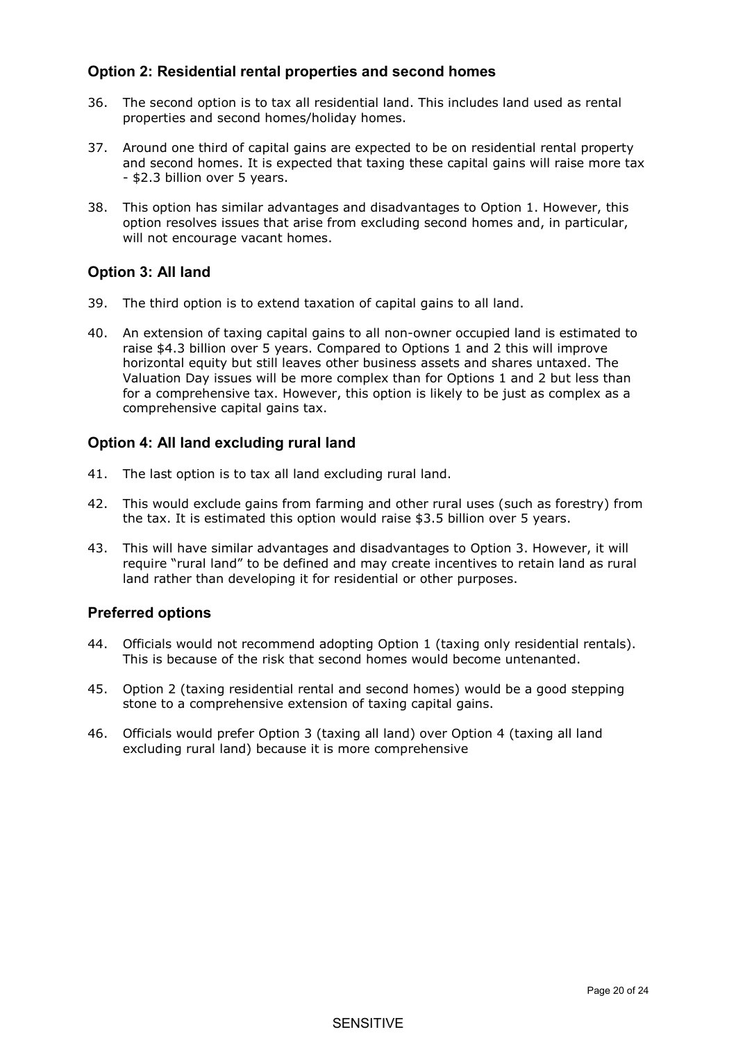### Option 2: Residential rental properties and second homes

36. The second option is to tax all residential land. This includes land used as rental properties and second homes/holiday homes.

37. Around one third of capital gains are expected to be on residential rental property and second homes. It is expected that taxing these capital gains will raise more tax - $2.3 billion over 5 years.

38. This option has similar advantages and disadvantages to Option 1. However, this option resolves issues that arise from excluding second homes and, in particular, will not encourage vacant homes.

### Option 3: All land

39. The third option is to extend taxation of capital gains to all land.

40. An extension of taxing capital gains to all non-owner occupied land is estimated to raise $4.3 billion over 5 years. Compared to Options 1 and 2 this will improve horizontal equity but still leaves other business assets and shares untaxed. The Valuation Day issues will be more complex than for Options 1 and 2 but less than for a comprehensive tax. However, this option is likely to be just as complex as a comprehensive capital gains tax.

### Option 4: All land excluding rural land

41. The last option is to tax all land excluding rural land.

42. This would exclude gains from farming and other rural uses (such as forestry) from the tax. It is estimated this option would raise $3.5 billion over 5 years.

43. This will have similar advantages and disadvantages to Option 3. However, it will require "rural land" to be defined and may create incentives to retain land as rural land rather than developing it for residential or other purposes.

### Preferred options

44. Officials would not recommend adopting Option 1 (taxing only residential rentals). This is because of the risk that second homes would become untenanted.

45. Option 2 (taxing residential rental and second homes) would be a good stepping stone to a comprehensive extension of taxing capital gains.

46. Officials would prefer Option 3 (taxing all land) over Option 4 (taxing all land excluding rural land) because it is more comprehensive

SENSITIVE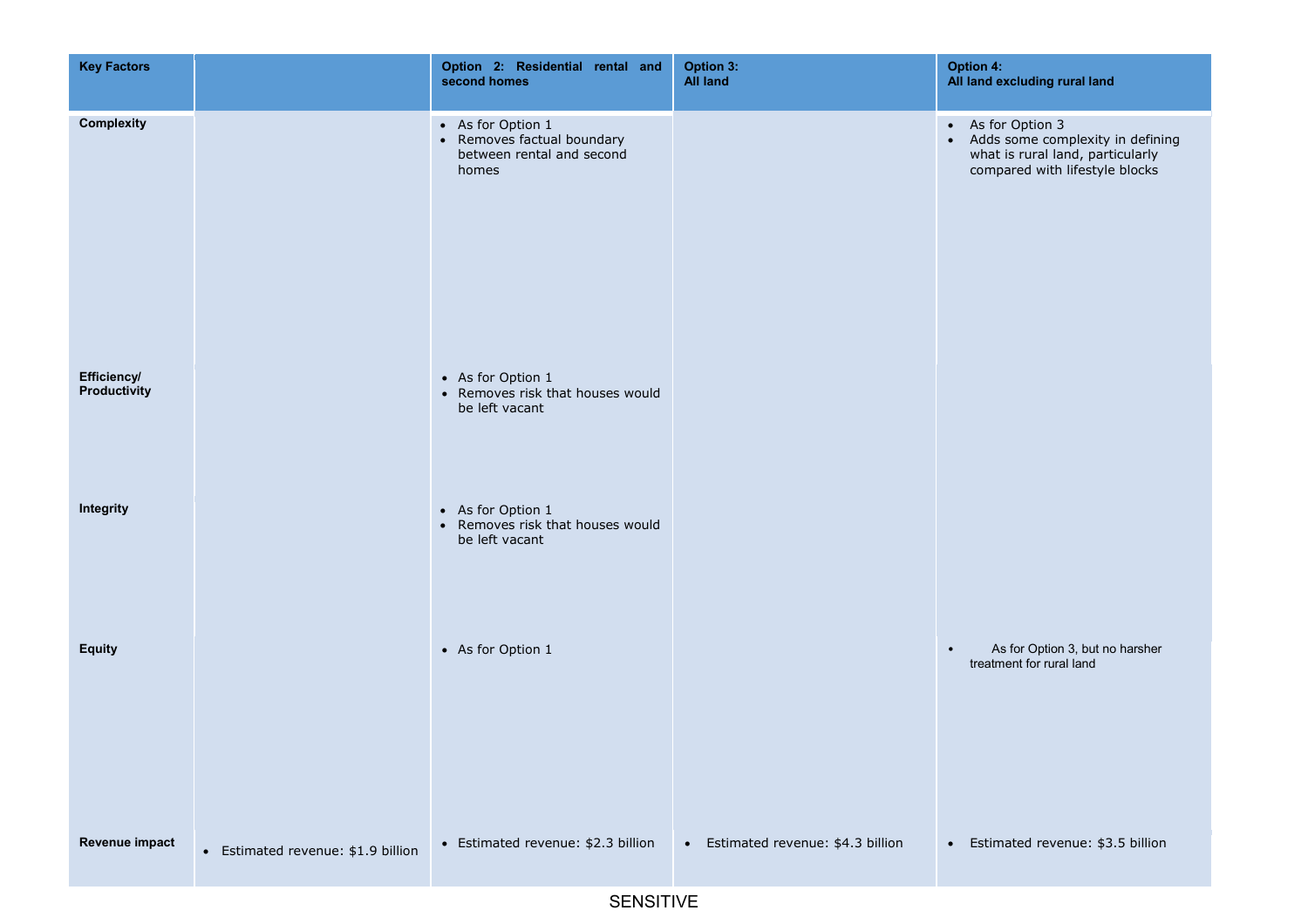| Key Factors | | Option 2: Residential rental and second homes | Option 3: All land | Option 4: All land excluding rural land |
|---|---|---|---|---|
| **Complexity** | | • As for Option 1<br>• Removes factual boundary between rental and second homes | | • As for Option 3<br>• Adds some complexity in defining what is rural land, particularly compared with lifestyle blocks |
| **Efficiency/ Productivity** | | • As for Option 1<br>• Removes risk that houses would be left vacant | | |
| **Integrity** | | • As for Option 1<br>• Removes risk that houses would be left vacant | | |
| **Equity** | | • As for Option 1 | | • As for Option 3, but no harsher treatment for rural land |
| **Revenue impact** | • Estimated revenue: $1.9 billion | • Estimated revenue: $2.3 billion | • Estimated revenue: $4.3 billion | • Estimated revenue: $3.5 billion |

SENSITIVE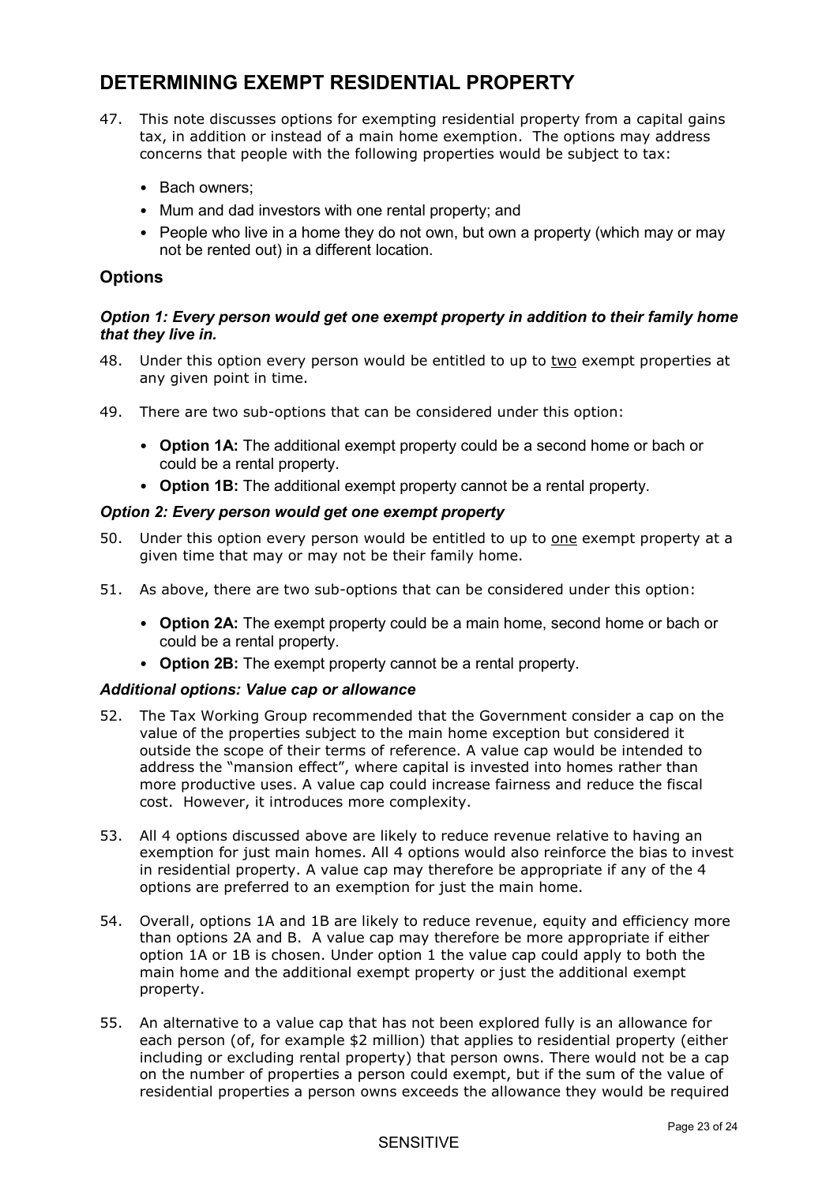## DETERMINING EXEMPT RESIDENTIAL PROPERTY

47. This note discusses options for exempting residential property from a capital gains tax, in addition or instead of a main home exemption. The options may address concerns that people with the following properties would be subject to tax:

    - Bach owners;
    - Mum and dad investors with one rental property; and
    - People who live in a home they do not own, but own a property (which may or may not be rented out) in a different location.

### Options

#### *Option 1: Every person would get one exempt property in addition to their family home that they live in.*

48. Under this option every person would be entitled to up to two exempt properties at any given point in time.

49. There are two sub-options that can be considered under this option:

    - **Option 1A:** The additional exempt property could be a second home or bach or could be a rental property.
    - **Option 1B:** The additional exempt property cannot be a rental property.

#### *Option 2: Every person would get one exempt property*

50. Under this option every person would be entitled to up to one exempt property at a given time that may or may not be their family home.

51. As above, there are two sub-options that can be considered under this option:

    - **Option 2A:** The exempt property could be a main home, second home or bach or could be a rental property.
    - **Option 2B:** The exempt property cannot be a rental property.

#### *Additional options: Value cap or allowance*

52. The Tax Working Group recommended that the Government consider a cap on the value of the properties subject to the main home exception but considered it outside the scope of their terms of reference. A value cap would be intended to address the "mansion effect", where capital is invested into homes rather than more productive uses. A value cap could increase fairness and reduce the fiscal cost. However, it introduces more complexity.

53. All 4 options discussed above are likely to reduce revenue relative to having an exemption for just main homes. All 4 options would also reinforce the bias to invest in residential property. A value cap may therefore be appropriate if any of the 4 options are preferred to an exemption for just the main home.

54. Overall, options 1A and 1B are likely to reduce revenue, equity and efficiency more than options 2A and B. A value cap may therefore be more appropriate if either option 1A or 1B is chosen. Under option 1 the value cap could apply to both the main home and the additional exempt property or just the additional exempt property.

55. An alternative to a value cap that has not been explored fully is an allowance for each person (of, for example $2 million) that applies to residential property (either including or excluding rental property) that person owns. There would not be a cap on the number of properties a person could exempt, but if the sum of the value of residential properties a person owns exceeds the allowance they would be required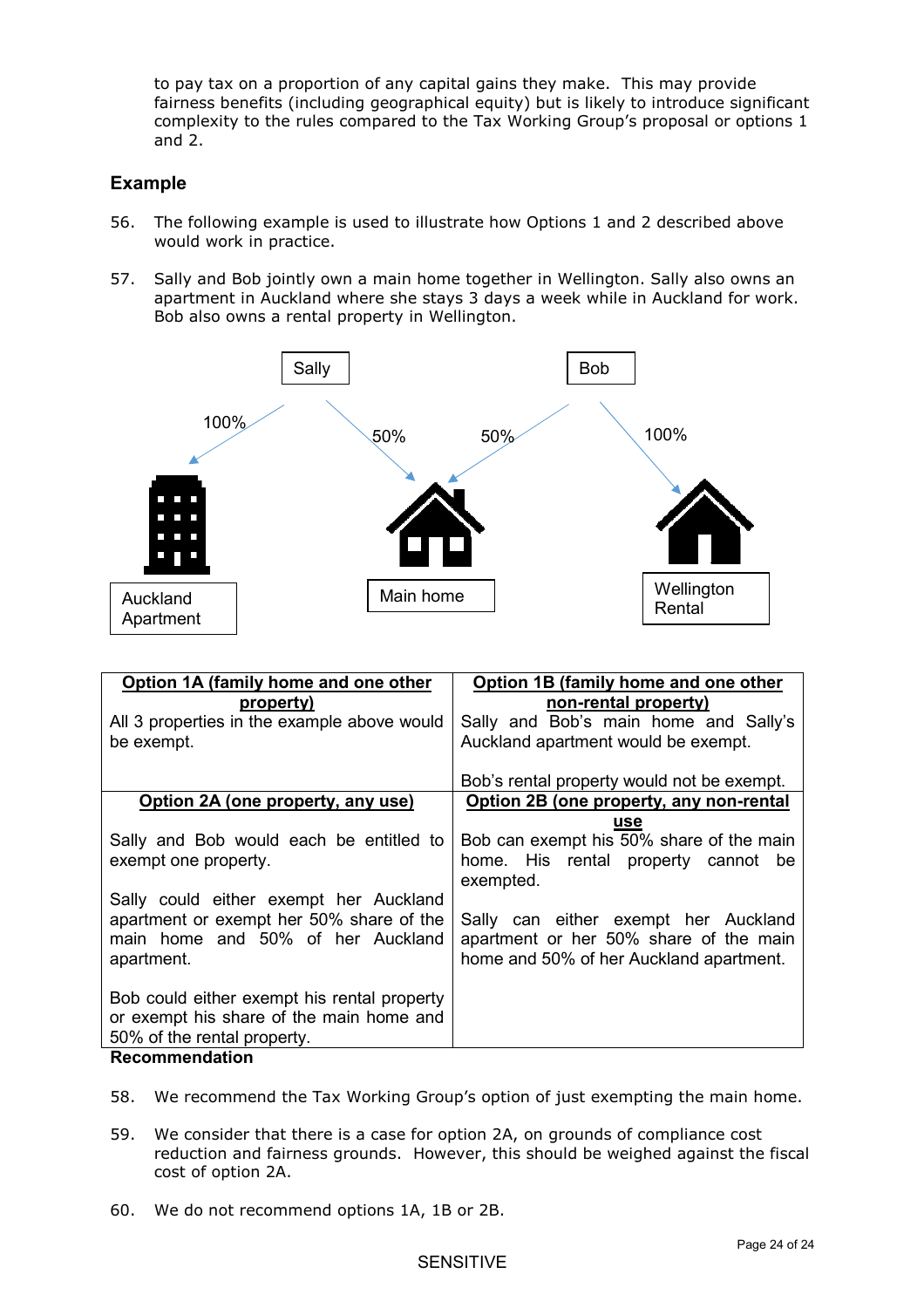to pay tax on a proportion of any capital gains they make. This may provide fairness benefits (including geographical equity) but is likely to introduce significant complexity to the rules compared to the Tax Working Group's proposal or options 1 and 2.

## Example

56. The following example is used to illustrate how Options 1 and 2 described above would work in practice.

57. Sally and Bob jointly own a main home together in Wellington. Sally also owns an apartment in Auckland where she stays 3 days a week while in Auckland for work. Bob also owns a rental property in Wellington.

Sally
Bob
100%
50%
50%
100%
Auckland Apartment
Main home
Wellington Rental

| **Option 1A (family home and one other property)** | **Option 1B (family home and one other non-rental property)** |
|---|---|
| All 3 properties in the example above would be exempt. | Sally and Bob's main home and Sally's Auckland apartment would be exempt.<br><br>Bob's rental property would not be exempt. |
| **Option 2A (one property, any use)** | **Option 2B (one property, any non-rental use)** |
| Sally and Bob would each be entitled to exempt one property.<br><br>Sally could either exempt her Auckland apartment or exempt her 50% share of the main home and 50% of her Auckland apartment.<br><br>Bob could either exempt his rental property or exempt his share of the main home and 50% of the rental property. | Bob can exempt his 50% share of the main home. His rental property cannot be exempted.<br><br>Sally can either exempt her Auckland apartment or her 50% share of the main home and 50% of her Auckland apartment. |

**Recommendation**

58. We recommend the Tax Working Group's option of just exempting the main home.

59. We consider that there is a case for option 2A, on grounds of compliance cost reduction and fairness grounds. However, this should be weighed against the fiscal cost of option 2A.

60. We do not recommend options 1A, 1B or 2B.

SENSITIVE